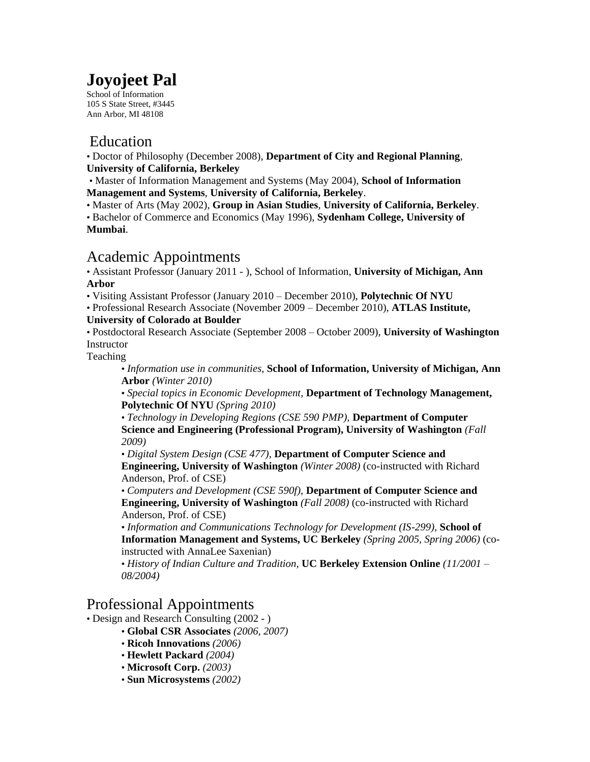# Joyojeet Pal

School of Information
105 S State Street, #3445
Ann Arbor, MI 48108

## Education

• Doctor of Philosophy (December 2008), **Department of City and Regional Planning**, **University of California, Berkeley**

• Master of Information Management and Systems (May 2004), **School of Information Management and Systems**, **University of California, Berkeley**.

• Master of Arts (May 2002), **Group in Asian Studies**, **University of California, Berkeley**.

• Bachelor of Commerce and Economics (May 1996), **Sydenham College, University of Mumbai**.

## Academic Appointments

• Assistant Professor (January 2011 - ), School of Information, **University of Michigan, Ann Arbor**

• Visiting Assistant Professor (January 2010 – December 2010), **Polytechnic Of NYU**

• Professional Research Associate (November 2009 – December 2010), **ATLAS Institute, University of Colorado at Boulder**

• Postdoctoral Research Associate (September 2008 – October 2009), **University of Washington**

Instructor

Teaching

- • *Information use in communities*, **School of Information, University of Michigan, Ann Arbor** *(Winter 2010)*
- • *Special topics in Economic Development*, **Department of Technology Management, Polytechnic Of NYU** *(Spring 2010)*
- • *Technology in Developing Regions (CSE 590 PMP)*, **Department of Computer Science and Engineering (Professional Program), University of Washington** *(Fall 2009)*
- • *Digital System Design (CSE 477)*, **Department of Computer Science and Engineering, University of Washington** *(Winter 2008)* (co-instructed with Richard Anderson, Prof. of CSE)
- • *Computers and Development (CSE 590f)*, **Department of Computer Science and Engineering, University of Washington** *(Fall 2008)* (co-instructed with Richard Anderson, Prof. of CSE)
- • *Information and Communications Technology for Development (IS-299)*, **School of Information Management and Systems, UC Berkeley** *(Spring 2005, Spring 2006)* (co-instructed with AnnaLee Saxenian)
- • *History of Indian Culture and Tradition*, **UC Berkeley Extension Online** *(11/2001 – 08/2004)*

## Professional Appointments

• Design and Research Consulting (2002 - )

- • **Global CSR Associates** *(2006, 2007)*
- • **Ricoh Innovations** *(2006)*
- • **Hewlett Packard** *(2004)*
- • **Microsoft Corp.** *(2003)*
- • **Sun Microsystems** *(2002)*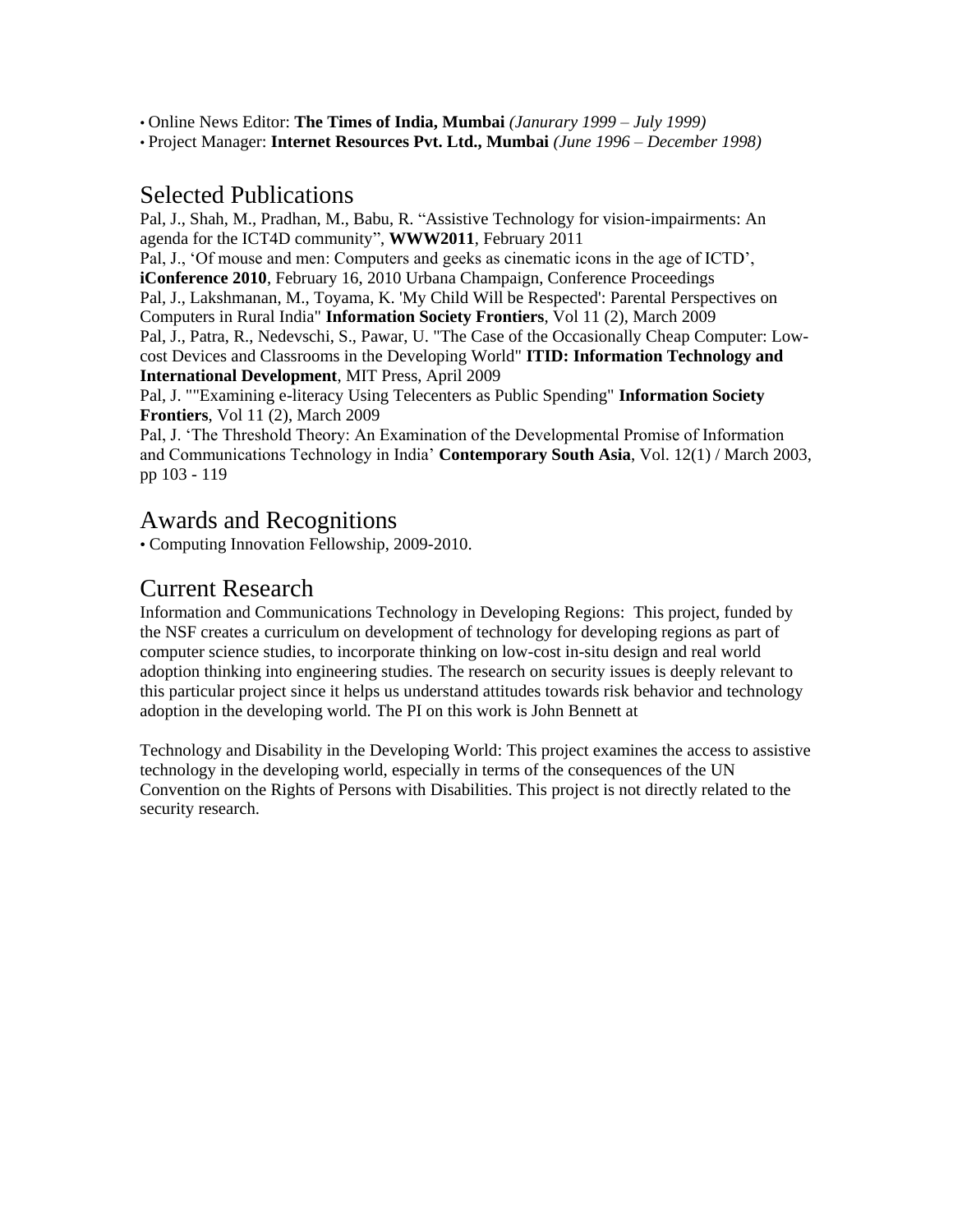• Online News Editor: **The Times of India, Mumbai** *(Janurary 1999 – July 1999)*
• Project Manager: **Internet Resources Pvt. Ltd., Mumbai** *(June 1996 – December 1998)*

## Selected Publications

Pal, J., Shah, M., Pradhan, M., Babu, R. "Assistive Technology for vision-impairments: An agenda for the ICT4D community", **WWW2011**, February 2011
Pal, J., 'Of mouse and men: Computers and geeks as cinematic icons in the age of ICTD', **iConference 2010**, February 16, 2010 Urbana Champaign, Conference Proceedings
Pal, J., Lakshmanan, M., Toyama, K. 'My Child Will be Respected': Parental Perspectives on Computers in Rural India" **Information Society Frontiers**, Vol 11 (2), March 2009
Pal, J., Patra, R., Nedevschi, S., Pawar, U. "The Case of the Occasionally Cheap Computer: Low-cost Devices and Classrooms in the Developing World" **ITID: Information Technology and International Development**, MIT Press, April 2009
Pal, J. ""Examining e-literacy Using Telecenters as Public Spending" **Information Society Frontiers**, Vol 11 (2), March 2009
Pal, J. 'The Threshold Theory: An Examination of the Developmental Promise of Information and Communications Technology in India' **Contemporary South Asia**, Vol. 12(1) / March 2003, pp 103 - 119

## Awards and Recognitions

• Computing Innovation Fellowship, 2009-2010.

## Current Research

Information and Communications Technology in Developing Regions: This project, funded by the NSF creates a curriculum on development of technology for developing regions as part of computer science studies, to incorporate thinking on low-cost in-situ design and real world adoption thinking into engineering studies. The research on security issues is deeply relevant to this particular project since it helps us understand attitudes towards risk behavior and technology adoption in the developing world. The PI on this work is John Bennett at

Technology and Disability in the Developing World: This project examines the access to assistive technology in the developing world, especially in terms of the consequences of the UN Convention on the Rights of Persons with Disabilities. This project is not directly related to the security research.